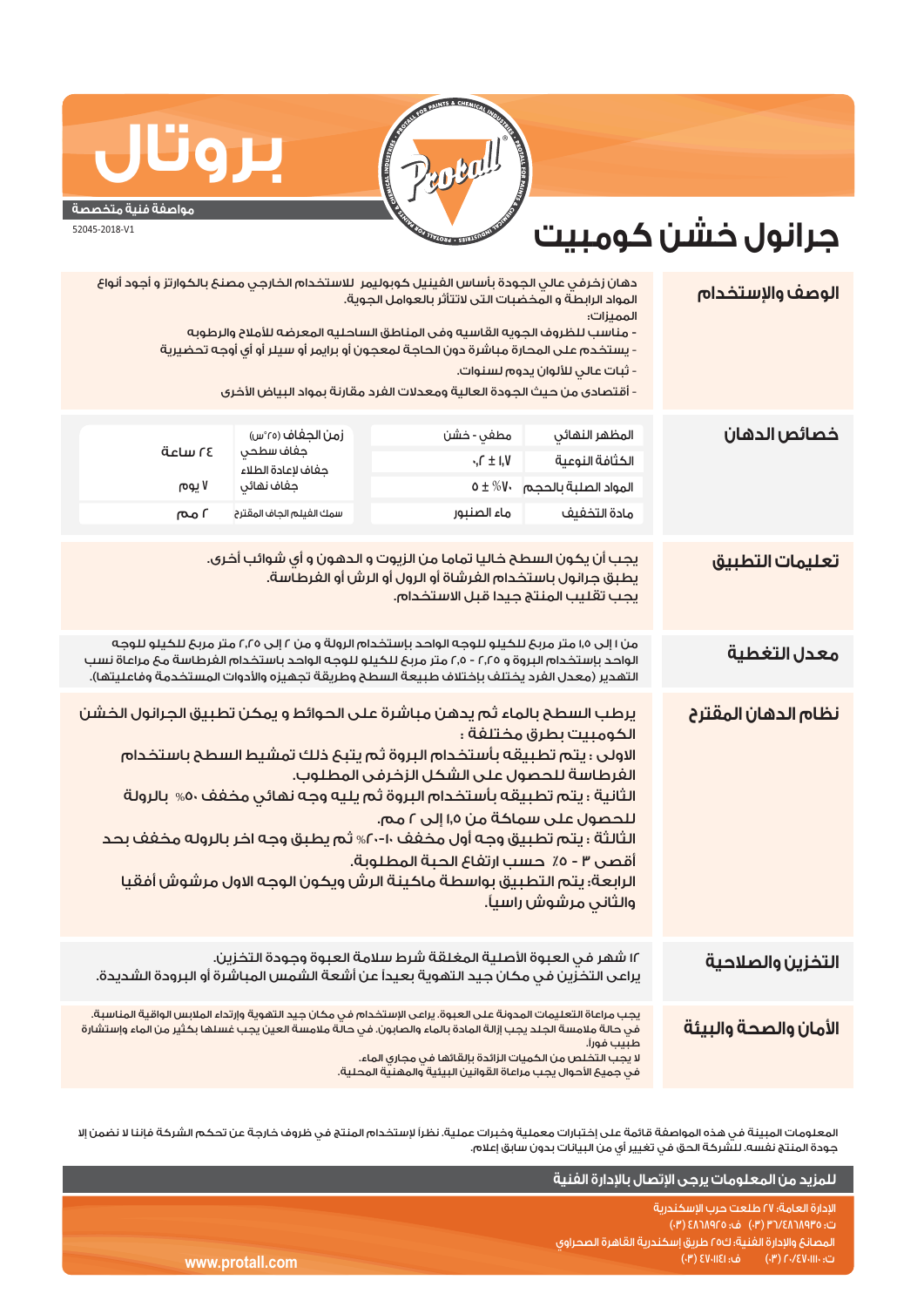# بروتال

**مواصفة فنية متخصصة**

52045-2018-V1

# جرانول خشن كومبيت

## الوصف والإستخدام

دهان زخرفي عالي الجودة بأساس الفينيل كوبوليمر للاستخدام الخارجي مصنع بالكوارتز و أجود أنواع المواد الرابطة و المخضبات التى لاتتأثر بالعوامل الجوية.

المميزات:

- مناسب للظروف الجويه القاسيه وفى المناطق الساحليه المعرضه للأملاح والرطوبه
- يستخدم على المحارة مباشرة دون الحاجة لمعجون أو برايمر أو سيلر أو أي أوجه تحضيرية
- ثبات عالي للألوان يدوم لسنوات.
- أقتصادى من حيث الجودة العالية ومعدلات الفرد مقارنة بمواد البياض الأخرى

## خصائص الدهان

| المظهر النهائي | مطفي - خشن | زمن الجفاف (٢٥°س) | |
|---|---|---|---|
| الكثافة النوعية | ١,٧ ± ٠,٢ | جفاف سطحي | ٢٤ ساعة |
| | | جفاف لإعادة الطلاء | |
| المواد الصلبة بالحجم | ٧٠% ± ٥ | جفاف نهائي | ٧ يوم |
| مادة التخفيف | ماء الصنبور | سمك الفيلم الجاف المقترح | ٢ مم |

## تعليمات التطبيق

يجب أن يكون السطح خاليا تماما من الزيوت و الدهون و أي شوائب أخرى.
يطبق جرانول باستخدام الفرشاة أو الرول أو الرش أو الفرطاسة.
يجب تقليب المنتج جيدا قبل الاستخدام.

## معدل التغطية

من ١ إلى ١,٥ متر مربع للكيلو للوجه الواحد بإستخدام الرولة و من ٢ إلى ٢,٢٥ متر مربع للكيلو للوجه الواحد بإستخدام البروة و ٢,٢٥ - ٢,٥ متر مربع للكيلو للوجه الواحد باستخدام الفرطاسة مع مراعاة نسب التهدير (معدل الفرد يختلف بإختلاف طبيعة السطح وطريقة تجهيزه والأدوات المستخدمة وفاعليتها).

## نظام الدهان المقترح

يرطب السطح بالماء ثم يدهن مباشرة على الحوائط و يمكن تطبيق الجرانول الخشن الكومبيت بطرق مختلفة :

الاولى : يتم تطبيقه بأستخدام البروة ثم يتبع ذلك تمشيط السطح باستخدام الفرطاسة للحصول على الشكل الزخرفى المطلوب.

الثانية : يتم تطبيقه بأستخدام البروة ثم يليه وجه نهائي مخفف ٥٠% بالرولة للحصول على سماكة من ١,٥ إلى ٢ مم.

الثالثة : يتم تطبيق وجه أول مخفف ١٠-٢٠% ثم يطبق وجه اخر بالروله مخفف بحد أقصى ٣ - ٥% حسب ارتفاع الحبة المطلوبة.

الرابعة: يتم التطبيق بواسطة ماكينة الرش ويكون الوجه الاول مرشوش أفقيا والثاني مرشوش راسيا.

## التخزين والصلاحية

١٢ شهر في العبوة الأصلية المغلقة شرط سلامة العبوة وجودة التخزين.
يراعى التخزين في مكان جيد التهوية بعيداً عن أشعة الشمس المباشرة أو البرودة الشديدة.

## الأمان والصحة والبيئة

يجب مراعاة التعليمات المدونة على العبوة. يراعى الإستخدام في مكان جيد التهوية وإرتداء الملابس الواقية المناسبة.
في حالة ملامسة الجلد يجب إزالة المادة بالماء والصابون. في حالة ملامسة العين يجب غسلها بكثير من الماء وإستشارة طبيب فوراً.
لا يجب التخلص من الكميات الزائدة بإلقائها في مجاري الماء.
في جميع الأحوال يجب مراعاة القوانين البيئية والمهنية المحلية.

المعلومات المبينة في هذه المواصفة قائمة على إختبارات معملية وخبرات عملية. نظراً لإستخدام المنتج في ظروف خارجة عن تحكم الشركة فإننا لا نضمن إلا جودة المنتج نفسه. للشركة الحق في تغيير أي من البيانات بدون سابق إعلام.

**للمزيد من المعلومات يرجى الإتصال بالإدارة الفنية**

الإدارة العامة: ٢٧ طلعت حرب الإسكندرية
ت: ٤٨٦٨٩٣٥/٣٦ (٠٣) ف: ٤٨٦٨٩٢٥ (٠٣)
المصانع والإدارة الفنية: ك٢٥ طريق إسكندرية القاهرة الصحراوي
ت: ٤٧٠١١١٠/٢٠ (٠٣) ف: ٤٧٠١١٤١ (٠٣)

www.protall.com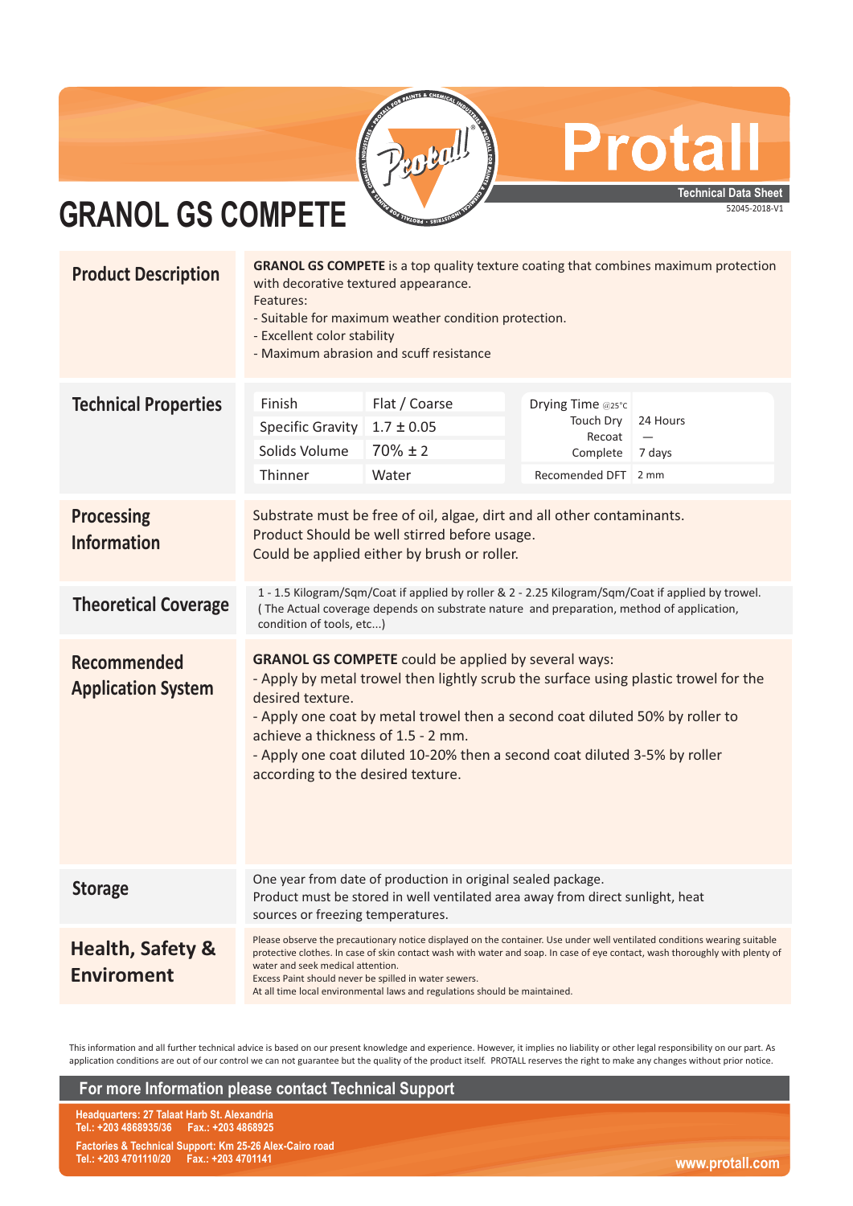# GRANOL GS COMPETE

Protall

Technical Data Sheet

52045-2018-V1

## Product Description

**GRANOL GS COMPETE** is a top quality texture coating that combines maximum protection with decorative textured appearance.

Features:

- Suitable for maximum weather condition protection.
- Excellent color stability
- Maximum abrasion and scuff resistance

## Technical Properties

| | | | |
|---|---|---|---|
| Finish | Flat / Coarse | Drying Time @25°c | |
| Specific Gravity | 1.7 ± 0.05 | Touch Dry | 24 Hours |
| Solids Volume | 70% ± 2 | Recoat | — |
| | | Complete | 7 days |
| Thinner | Water | Recomended DFT | 2 mm |

## Processing Information

Substrate must be free of oil, algae, dirt and all other contaminants.
Product Should be well stirred before usage.
Could be applied either by brush or roller.

## Theoretical Coverage

1 - 1.5 Kilogram/Sqm/Coat if applied by roller & 2 - 2.25 Kilogram/Sqm/Coat if applied by trowel.
( The Actual coverage depends on substrate nature and preparation, method of application, condition of tools, etc...)

## Recommended Application System

**GRANOL GS COMPETE** could be applied by several ways:

- Apply by metal trowel then lightly scrub the surface using plastic trowel for the desired texture.
- Apply one coat by metal trowel then a second coat diluted 50% by roller to achieve a thickness of 1.5 - 2 mm.
- Apply one coat diluted 10-20% then a second coat diluted 3-5% by roller according to the desired texture.

## Storage

One year from date of production in original sealed package.
Product must be stored in well ventilated area away from direct sunlight, heat sources or freezing temperatures.

## Health, Safety & Enviroment

Please observe the precautionary notice displayed on the container. Use under well ventilated conditions wearing suitable protective clothes. In case of skin contact wash with water and soap. In case of eye contact, wash thoroughly with plenty of water and seek medical attention.
Excess Paint should never be spilled in water sewers.
At all time local environmental laws and regulations should be maintained.

This information and all further technical advice is based on our present knowledge and experience. However, it implies no liability or other legal responsibility on our part. As application conditions are out of our control we can not guarantee but the quality of the product itself. PROTALL reserves the right to make any changes without prior notice.

**For more Information please contact Technical Support**

**Headquarters: 27 Talaat Harb St. Alexandria**
**Tel.: +203 4868935/36 Fax.: +203 4868925**

**Factories & Technical Support: Km 25-26 Alex-Cairo road**
**Tel.: +203 4701110/20 Fax.: +203 4701141**

**www.protall.com**